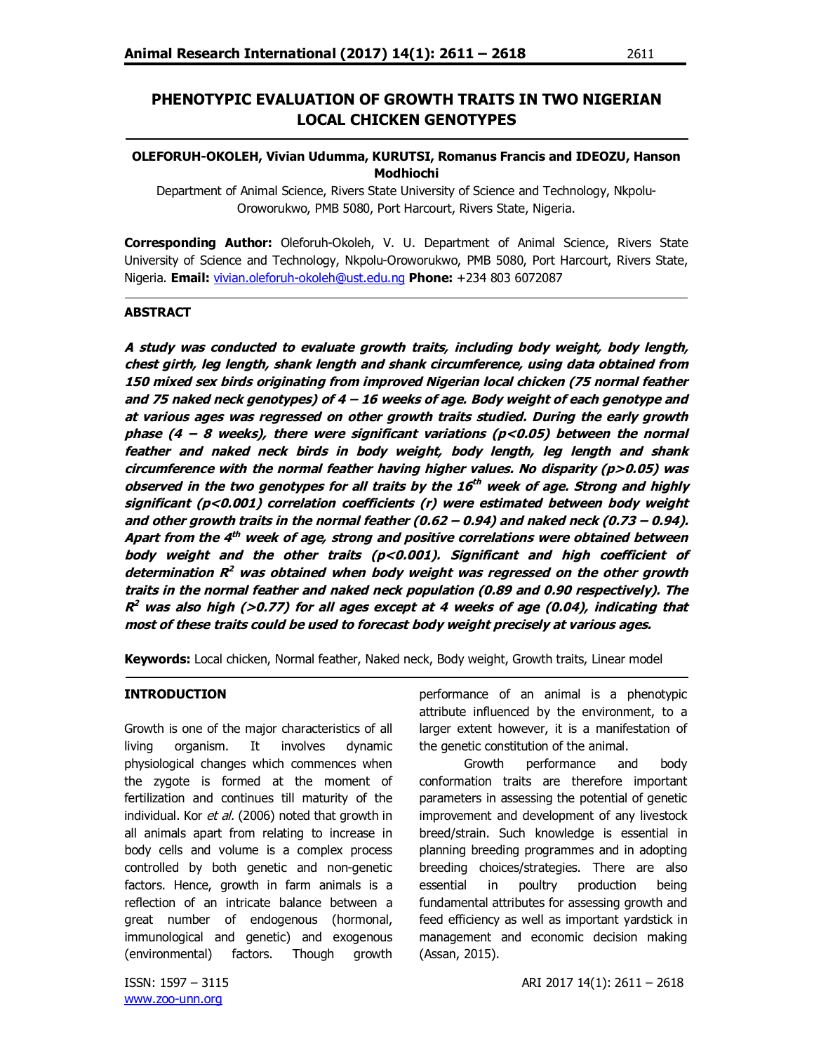# PHENOTYPIC EVALUATION OF GROWTH TRAITS IN TWO NIGERIAN LOCAL CHICKEN GENOTYPES

**OLEFORUH-OKOLEH, Vivian Udumma, KURUTSI, Romanus Francis and IDEOZU, Hanson Modhiochi**

Department of Animal Science, Rivers State University of Science and Technology, Nkpolu-Oroworukwo, PMB 5080, Port Harcourt, Rivers State, Nigeria.

**Corresponding Author:** Oleforuh-Okoleh, V. U. Department of Animal Science, Rivers State University of Science and Technology, Nkpolu-Oroworukwo, PMB 5080, Port Harcourt, Rivers State, Nigeria. **Email:** vivian.oleforuh-okoleh@ust.edu.ng **Phone:** +234 803 6072087

## ABSTRACT

***A study was conducted to evaluate growth traits, including body weight, body length, chest girth, leg length, shank length and shank circumference, using data obtained from 150 mixed sex birds originating from improved Nigerian local chicken (75 normal feather and 75 naked neck genotypes) of 4 – 16 weeks of age. Body weight of each genotype and at various ages was regressed on other growth traits studied. During the early growth phase (4 – 8 weeks), there were significant variations ($p<0.05$) between the normal feather and naked neck birds in body weight, body length, leg length and shank circumference with the normal feather having higher values. No disparity ($p>0.05$) was observed in the two genotypes for all traits by the 16<sup>th</sup> week of age. Strong and highly significant ($p<0.001$) correlation coefficients (r) were estimated between body weight and other growth traits in the normal feather (0.62 – 0.94) and naked neck (0.73 – 0.94). Apart from the 4<sup>th</sup> week of age, strong and positive correlations were obtained between body weight and the other traits ($p<0.001$). Significant and high coefficient of determination $R^2$ was obtained when body weight was regressed on the other growth traits in the normal feather and naked neck population (0.89 and 0.90 respectively). The $R^2$ was also high (>0.77) for all ages except at 4 weeks of age (0.04), indicating that most of these traits could be used to forecast body weight precisely at various ages.***

**Keywords:** Local chicken, Normal feather, Naked neck, Body weight, Growth traits, Linear model

## INTRODUCTION

Growth is one of the major characteristics of all living organism. It involves dynamic physiological changes which commences when the zygote is formed at the moment of fertilization and continues till maturity of the individual. Kor *et al.* (2006) noted that growth in all animals apart from relating to increase in body cells and volume is a complex process controlled by both genetic and non-genetic factors. Hence, growth in farm animals is a reflection of an intricate balance between a great number of endogenous (hormonal, immunological and genetic) and exogenous (environmental) factors. Though growth performance of an animal is a phenotypic attribute influenced by the environment, to a larger extent however, it is a manifestation of the genetic constitution of the animal.

Growth performance and body conformation traits are therefore important parameters in assessing the potential of genetic improvement and development of any livestock breed/strain. Such knowledge is essential in planning breeding programmes and in adopting breeding choices/strategies. There are also essential in poultry production being fundamental attributes for assessing growth and feed efficiency as well as important yardstick in management and economic decision making (Assan, 2015).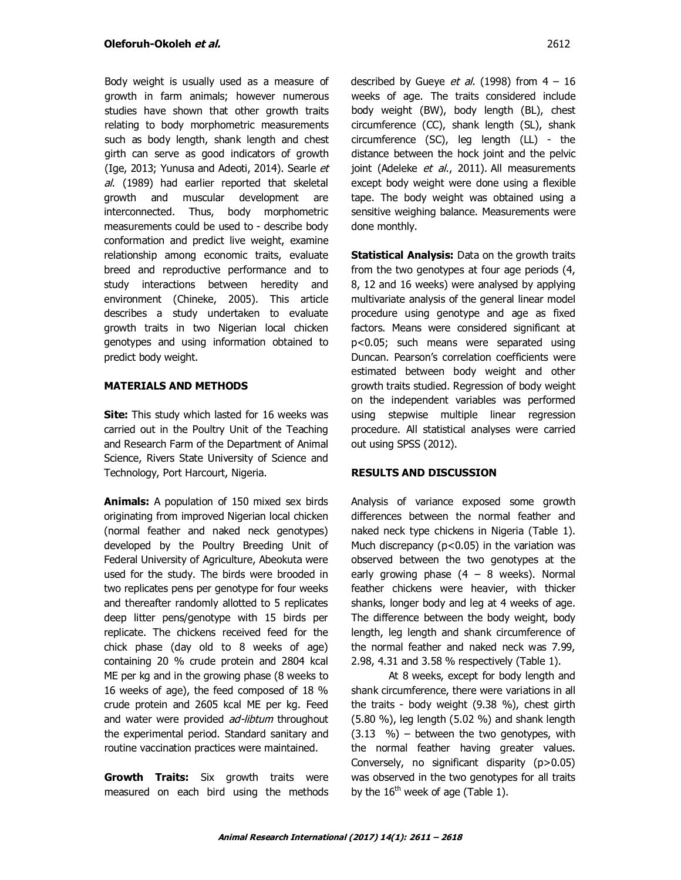Body weight is usually used as a measure of growth in farm animals; however numerous studies have shown that other growth traits relating to body morphometric measurements such as body length, shank length and chest girth can serve as good indicators of growth (Ige, 2013; Yunusa and Adeoti, 2014). Searle *et al.* (1989) had earlier reported that skeletal growth and muscular development are interconnected. Thus, body morphometric measurements could be used to - describe body conformation and predict live weight, examine relationship among economic traits, evaluate breed and reproductive performance and to study interactions between heredity and environment (Chineke, 2005). This article describes a study undertaken to evaluate growth traits in two Nigerian local chicken genotypes and using information obtained to predict body weight.

## MATERIALS AND METHODS

**Site:** This study which lasted for 16 weeks was carried out in the Poultry Unit of the Teaching and Research Farm of the Department of Animal Science, Rivers State University of Science and Technology, Port Harcourt, Nigeria.

**Animals:** A population of 150 mixed sex birds originating from improved Nigerian local chicken (normal feather and naked neck genotypes) developed by the Poultry Breeding Unit of Federal University of Agriculture, Abeokuta were used for the study. The birds were brooded in two replicates pens per genotype for four weeks and thereafter randomly allotted to 5 replicates deep litter pens/genotype with 15 birds per replicate. The chickens received feed for the chick phase (day old to 8 weeks of age) containing 20 % crude protein and 2804 kcal ME per kg and in the growing phase (8 weeks to 16 weeks of age), the feed composed of 18 % crude protein and 2605 kcal ME per kg. Feed and water were provided *ad-libtum* throughout the experimental period. Standard sanitary and routine vaccination practices were maintained.

**Growth Traits:** Six growth traits were measured on each bird using the methods described by Gueye *et al.* (1998) from 4 – 16 weeks of age. The traits considered include body weight (BW), body length (BL), chest circumference (CC), shank length (SL), shank circumference (SC), leg length (LL) - the distance between the hock joint and the pelvic joint (Adeleke *et al.*, 2011). All measurements except body weight were done using a flexible tape. The body weight was obtained using a sensitive weighing balance. Measurements were done monthly.

**Statistical Analysis:** Data on the growth traits from the two genotypes at four age periods (4, 8, 12 and 16 weeks) were analysed by applying multivariate analysis of the general linear model procedure using genotype and age as fixed factors. Means were considered significant at $p<0.05$; such means were separated using Duncan. Pearson's correlation coefficients were estimated between body weight and other growth traits studied. Regression of body weight on the independent variables was performed using stepwise multiple linear regression procedure. All statistical analyses were carried out using SPSS (2012).

## RESULTS AND DISCUSSION

Analysis of variance exposed some growth differences between the normal feather and naked neck type chickens in Nigeria (Table 1). Much discrepancy ($p<0.05$) in the variation was observed between the two genotypes at the early growing phase (4 – 8 weeks). Normal feather chickens were heavier, with thicker shanks, longer body and leg at 4 weeks of age. The difference between the body weight, body length, leg length and shank circumference of the normal feather and naked neck was 7.99, 2.98, 4.31 and 3.58 % respectively (Table 1).

At 8 weeks, except for body length and shank circumference, there were variations in all the traits - body weight (9.38 %), chest girth (5.80 %), leg length (5.02 %) and shank length (3.13 %) – between the two genotypes, with the normal feather having greater values. Conversely, no significant disparity ($p>0.05$) was observed in the two genotypes for all traits by the 16[th] week of age (Table 1).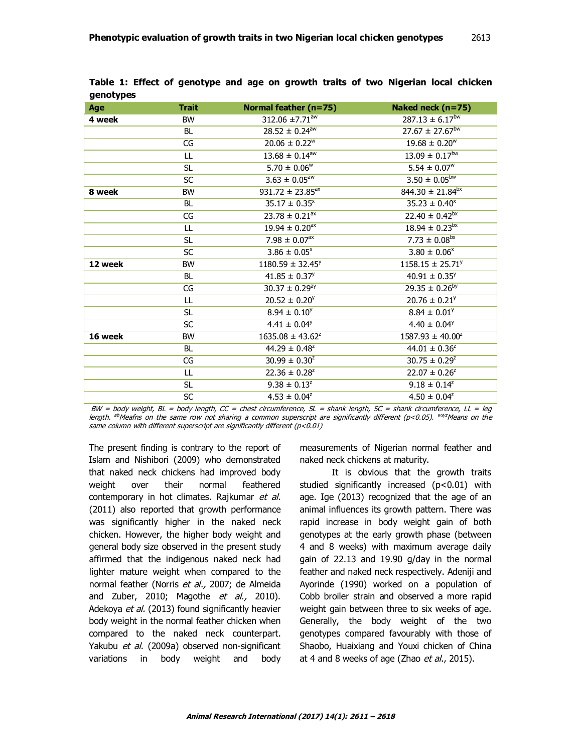**Table 1: Effect of genotype and age on growth traits of two Nigerian local chicken genotypes**

| Age | Trait | Normal feather (n=75) | Naked neck (n=75) |
|---|---|---|---|
| **4 week** | BW | $312.06 \pm 7.71^{aw}$ | $287.13 \pm 6.17^{bw}$ |
| | BL | $28.52 \pm 0.24^{aw}$ | $27.67 \pm 27.67^{bw}$ |
| | CG | $20.06 \pm 0.22^{w}$ | $19.68 \pm 0.20^{w}$ |
| | LL | $13.68 \pm 0.14^{aw}$ | $13.09 \pm 0.17^{bw}$ |
| | SL | $5.70 \pm 0.06^{w}$ | $5.54 \pm 0.07^{w}$ |
| | SC | $3.63 \pm 0.05^{aw}$ | $3.50 \pm 0.05^{bw}$ |
| **8 week** | BW | $931.72 \pm 23.85^{ax}$ | $844.30 \pm 21.84^{bx}$ |
| | BL | $35.17 \pm 0.35^{x}$ | $35.23 \pm 0.40^{x}$ |
| | CG | $23.78 \pm 0.21^{ax}$ | $22.40 \pm 0.42^{bx}$ |
| | LL | $19.94 \pm 0.20^{ax}$ | $18.94 \pm 0.23^{bx}$ |
| | SL | $7.98 \pm 0.07^{ax}$ | $7.73 \pm 0.08^{bx}$ |
| | SC | $3.86 \pm 0.05^{x}$ | $3.80 \pm 0.06^{x}$ |
| **12 week** | BW | $1180.59 \pm 32.45^{y}$ | $1158.15 \pm 25.71^{y}$ |
| | BL | $41.85 \pm 0.37^{y}$ | $40.91 \pm 0.35^{y}$ |
| | CG | $30.37 \pm 0.29^{ay}$ | $29.35 \pm 0.26^{by}$ |
| | LL | $20.52 \pm 0.20^{y}$ | $20.76 \pm 0.21^{y}$ |
| | SL | $8.94 \pm 0.10^{y}$ | $8.84 \pm 0.01^{y}$ |
| | SC | $4.41 \pm 0.04^{y}$ | $4.40 \pm 0.04^{y}$ |
| **16 week** | BW | $1635.08 \pm 43.62^{z}$ | $1587.93 \pm 40.00^{z}$ |
| | BL | $44.29 \pm 0.48^{z}$ | $44.01 \pm 0.36^{z}$ |
| | CG | $30.99 \pm 0.30^{z}$ | $30.75 \pm 0.29^{z}$ |
| | LL | $22.36 \pm 0.28^{z}$ | $22.07 \pm 0.26^{z}$ |
| | SL | $9.38 \pm 0.13^{z}$ | $9.18 \pm 0.14^{z}$ |
| | SC | $4.53 \pm 0.04^{z}$ | $4.50 \pm 0.04^{z}$ |

*BW = body weight, BL = body length, CC = chest circumference, SL = shank length, SC = shank circumference, LL = leg length. [ab]Meafns on the same row not sharing a common superscript are significantly different (p<0.05). [wxyz]Means on the same column with different superscript are significantly different (p<0.01)*

The present finding is contrary to the report of Islam and Nishibori (2009) who demonstrated that naked neck chickens had improved body weight over their normal feathered contemporary in hot climates. Rajkumar *et al.* (2011) also reported that growth performance was significantly higher in the naked neck chicken. However, the higher body weight and general body size observed in the present study affirmed that the indigenous naked neck had lighter mature weight when compared to the normal feather (Norris *et al.,* 2007; de Almeida and Zuber, 2010; Magothe *et al.,* 2010). Adekoya *et al.* (2013) found significantly heavier body weight in the normal feather chicken when compared to the naked neck counterpart. Yakubu *et al.* (2009a) observed non-significant variations in body weight and body measurements of Nigerian normal feather and naked neck chickens at maturity.

It is obvious that the growth traits studied significantly increased (p<0.01) with age. Ige (2013) recognized that the age of an animal influences its growth pattern. There was rapid increase in body weight gain of both genotypes at the early growth phase (between 4 and 8 weeks) with maximum average daily gain of 22.13 and 19.90 g/day in the normal feather and naked neck respectively. Adeniji and Ayorinde (1990) worked on a population of Cobb broiler strain and observed a more rapid weight gain between three to six weeks of age. Generally, the body weight of the two genotypes compared favourably with those of Shaobo, Huaixiang and Youxi chicken of China at 4 and 8 weeks of age (Zhao *et al.*, 2015).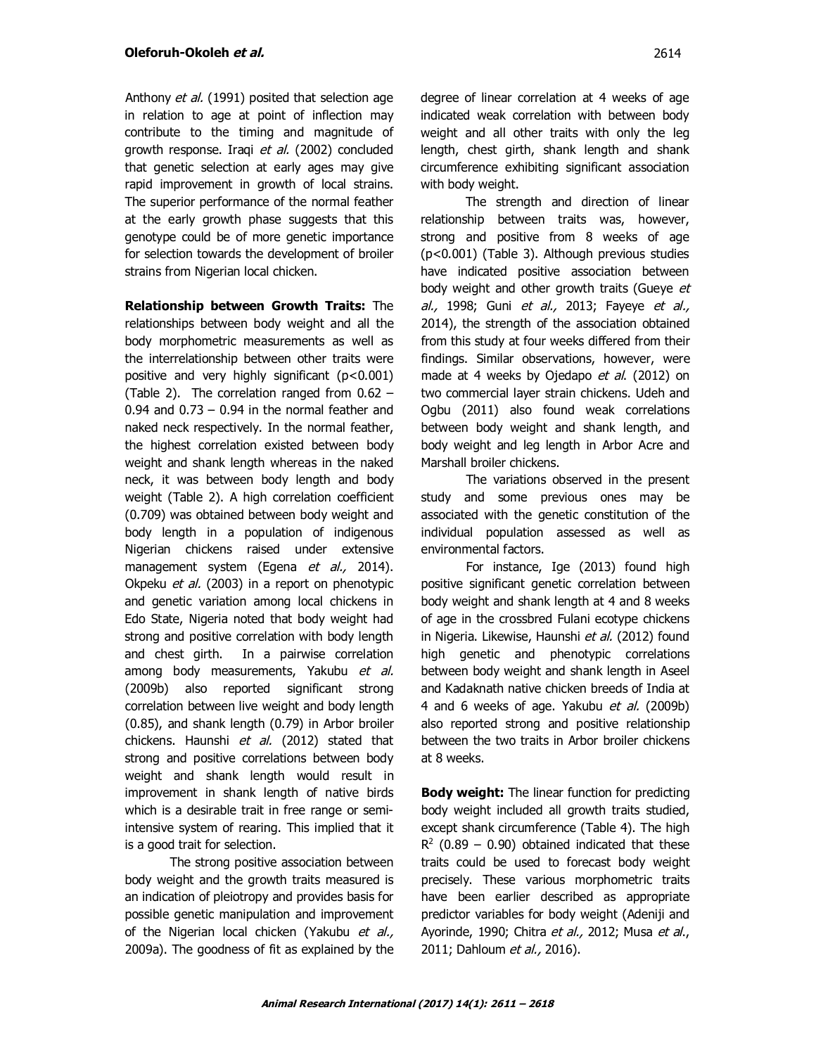Anthony *et al.* (1991) posited that selection age in relation to age at point of inflection may contribute to the timing and magnitude of growth response. Iraqi *et al.* (2002) concluded that genetic selection at early ages may give rapid improvement in growth of local strains. The superior performance of the normal feather at the early growth phase suggests that this genotype could be of more genetic importance for selection towards the development of broiler strains from Nigerian local chicken.

**Relationship between Growth Traits:** The relationships between body weight and all the body morphometric measurements as well as the interrelationship between other traits were positive and very highly significant ($p<0.001$) (Table 2). The correlation ranged from 0.62 – 0.94 and 0.73 – 0.94 in the normal feather and naked neck respectively. In the normal feather, the highest correlation existed between body weight and shank length whereas in the naked neck, it was between body length and body weight (Table 2). A high correlation coefficient (0.709) was obtained between body weight and body length in a population of indigenous Nigerian chickens raised under extensive management system (Egena *et al.,* 2014). Okpeku *et al.* (2003) in a report on phenotypic and genetic variation among local chickens in Edo State, Nigeria noted that body weight had strong and positive correlation with body length and chest girth. In a pairwise correlation among body measurements, Yakubu *et al.* (2009b) also reported significant strong correlation between live weight and body length (0.85), and shank length (0.79) in Arbor broiler chickens. Haunshi *et al.* (2012) stated that strong and positive correlations between body weight and shank length would result in improvement in shank length of native birds which is a desirable trait in free range or semi-intensive system of rearing. This implied that it is a good trait for selection.

The strong positive association between body weight and the growth traits measured is an indication of pleiotropy and provides basis for possible genetic manipulation and improvement of the Nigerian local chicken (Yakubu *et al.,* 2009a). The goodness of fit as explained by the degree of linear correlation at 4 weeks of age indicated weak correlation with between body weight and all other traits with only the leg length, chest girth, shank length and shank circumference exhibiting significant association with body weight.

The strength and direction of linear relationship between traits was, however, strong and positive from 8 weeks of age ($p<0.001$) (Table 3). Although previous studies have indicated positive association between body weight and other growth traits (Gueye *et al.,* 1998; Guni *et al.,* 2013; Fayeye *et al.,* 2014), the strength of the association obtained from this study at four weeks differed from their findings. Similar observations, however, were made at 4 weeks by Ojedapo *et al.* (2012) on two commercial layer strain chickens. Udeh and Ogbu (2011) also found weak correlations between body weight and shank length, and body weight and leg length in Arbor Acre and Marshall broiler chickens.

The variations observed in the present study and some previous ones may be associated with the genetic constitution of the individual population assessed as well as environmental factors.

For instance, Ige (2013) found high positive significant genetic correlation between body weight and shank length at 4 and 8 weeks of age in the crossbred Fulani ecotype chickens in Nigeria. Likewise, Haunshi *et al.* (2012) found high genetic and phenotypic correlations between body weight and shank length in Aseel and Kadaknath native chicken breeds of India at 4 and 6 weeks of age. Yakubu *et al.* (2009b) also reported strong and positive relationship between the two traits in Arbor broiler chickens at 8 weeks.

**Body weight:** The linear function for predicting body weight included all growth traits studied, except shank circumference (Table 4). The high $R^2$ (0.89 – 0.90) obtained indicated that these traits could be used to forecast body weight precisely. These various morphometric traits have been earlier described as appropriate predictor variables for body weight (Adeniji and Ayorinde, 1990; Chitra *et al.,* 2012; Musa *et al.*, 2011; Dahloum *et al.,* 2016).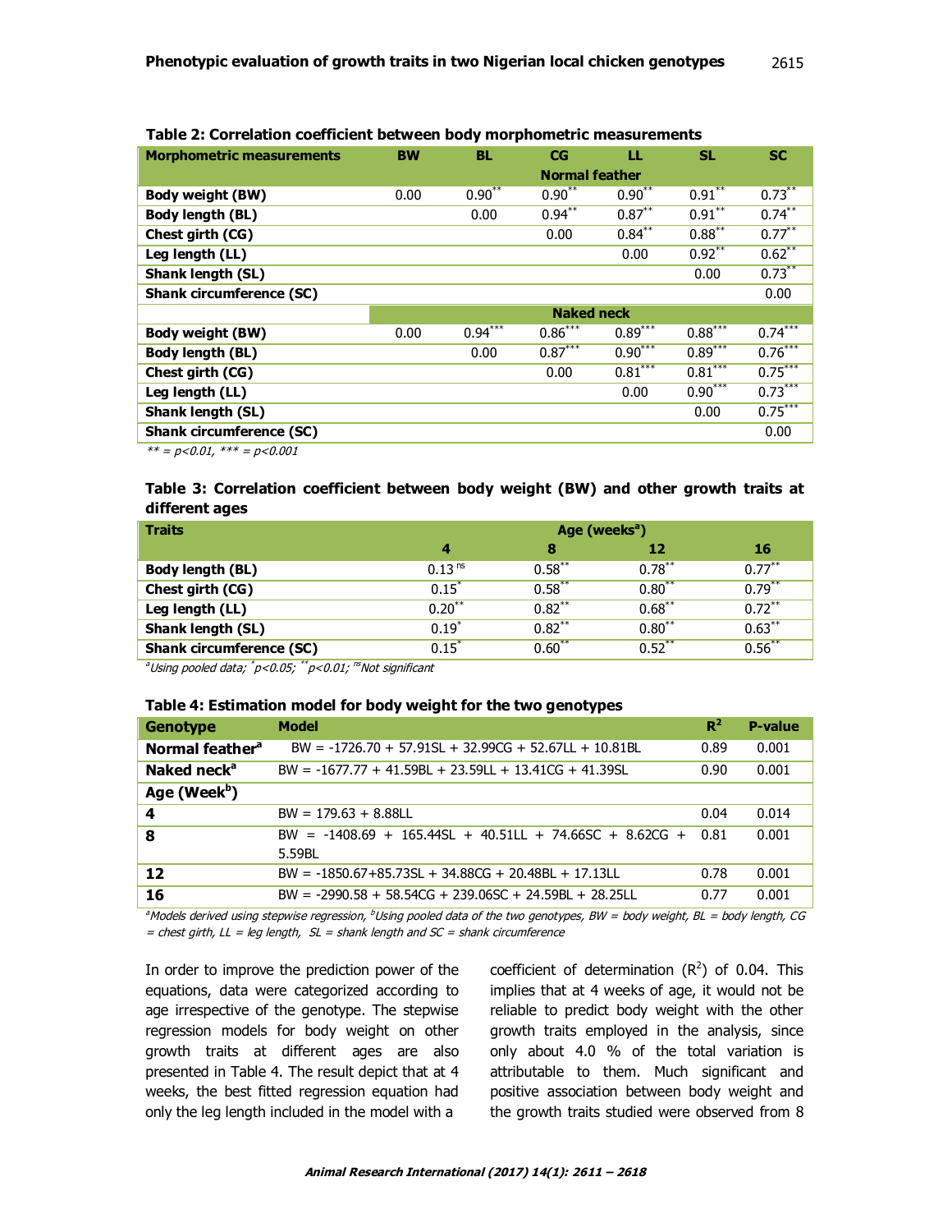**Table 2: Correlation coefficient between body morphometric measurements**

| Morphometric measurements | BW | BL | CG | LL | SL | SC |
|---|---|---|---|---|---|---|
| | | | Normal feather | | | |
| **Body weight (BW)** | 0.00 | $0.90^{**}$ | $0.90^{**}$ | $0.90^{**}$ | $0.91^{**}$ | $0.73^{**}$ |
| **Body length (BL)** | | 0.00 | $0.94^{**}$ | $0.87^{**}$ | $0.91^{**}$ | $0.74^{**}$ |
| **Chest girth (CG)** | | | 0.00 | $0.84^{**}$ | $0.88^{**}$ | $0.77^{**}$ |
| **Leg length (LL)** | | | | 0.00 | $0.92^{**}$ | $0.62^{**}$ |
| **Shank length (SL)** | | | | | 0.00 | $0.73^{**}$ |
| **Shank circumference (SC)** | | | | | | 0.00 |
| | | | Naked neck | | | |
| **Body weight (BW)** | 0.00 | $0.94^{***}$ | $0.86^{***}$ | $0.89^{***}$ | $0.88^{***}$ | $0.74^{***}$ |
| **Body length (BL)** | | 0.00 | $0.87^{***}$ | $0.90^{***}$ | $0.89^{***}$ | $0.76^{***}$ |
| **Chest girth (CG)** | | | 0.00 | $0.81^{***}$ | $0.81^{***}$ | $0.75^{***}$ |
| **Leg length (LL)** | | | | 0.00 | $0.90^{***}$ | $0.73^{***}$ |
| **Shank length (SL)** | | | | | 0.00 | $0.75^{***}$ |
| **Shank circumference (SC)** | | | | | | 0.00 |

*** = p<0.01, *** = p<0.001*

**Table 3: Correlation coefficient between body weight (BW) and other growth traits at different ages**

| Traits | Age (weeks[a]) | | | |
|---|---|---|---|---|
| | 4 | 8 | 12 | 16 |
| **Body length (BL)** | $0.13^{ns}$ | $0.58^{**}$ | $0.78^{**}$ | $0.77^{**}$ |
| **Chest girth (CG)** | $0.15^{*}$ | $0.58^{**}$ | $0.80^{**}$ | $0.79^{**}$ |
| **Leg length (LL)** | $0.20^{**}$ | $0.82^{**}$ | $0.68^{**}$ | $0.72^{**}$ |
| **Shank length (SL)** | $0.19^{*}$ | $0.82^{**}$ | $0.80^{**}$ | $0.63^{**}$ |
| **Shank circumference (SC)** | $0.15^{*}$ | $0.60^{**}$ | $0.52^{**}$ | $0.56^{**}$ |

*[a]Using pooled data; *p<0.05; **p<0.01; [ns]Not significant*

**Table 4: Estimation model for body weight for the two genotypes**

| Genotype | Model | $R^2$ | P-value |
|---|---|---|---|
| **Normal feather[a]** | BW = -1726.70 + 57.91SL + 32.99CG + 52.67LL + 10.81BL | 0.89 | 0.001 |
| **Naked neck[a]** | BW = -1677.77 + 41.59BL + 23.59LL + 13.41CG + 41.39SL | 0.90 | 0.001 |
| **Age (Week[b])** | | | |
| **4** | BW = 179.63 + 8.88LL | 0.04 | 0.014 |
| **8** | BW = -1408.69 + 165.44SL + 40.51LL + 74.66SC + 8.62CG + 5.59BL | 0.81 | 0.001 |
| **12** | BW = -1850.67+85.73SL + 34.88CG + 20.48BL + 17.13LL | 0.78 | 0.001 |
| **16** | BW = -2990.58 + 58.54CG + 239.06SC + 24.59BL + 28.25LL | 0.77 | 0.001 |

*[a]Models derived using stepwise regression, [b]Using pooled data of the two genotypes, BW = body weight, BL = body length, CG = chest girth, LL = leg length, SL = shank length and SC = shank circumference*

In order to improve the prediction power of the equations, data were categorized according to age irrespective of the genotype. The stepwise regression models for body weight on other growth traits at different ages are also presented in Table 4. The result depict that at 4 weeks, the best fitted regression equation had only the leg length included in the model with a coefficient of determination ($R^2$) of 0.04. This implies that at 4 weeks of age, it would not be reliable to predict body weight with the other growth traits employed in the analysis, since only about 4.0 % of the total variation is attributable to them. Much significant and positive association between body weight and the growth traits studied were observed from 8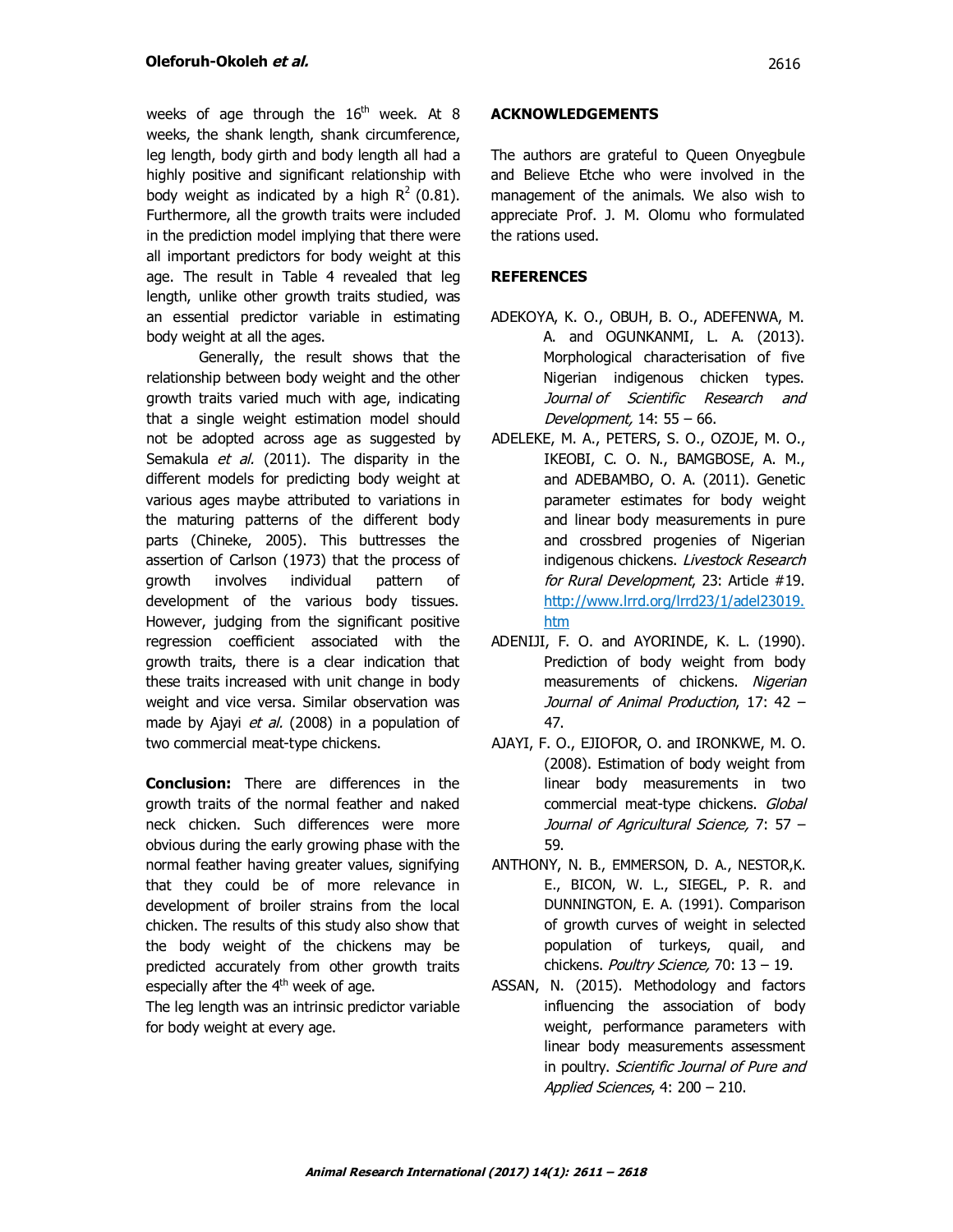weeks of age through the 16th week. At 8 weeks, the shank length, shank circumference, leg length, body girth and body length all had a highly positive and significant relationship with body weight as indicated by a high $R^2$ (0.81). Furthermore, all the growth traits were included in the prediction model implying that there were all important predictors for body weight at this age. The result in Table 4 revealed that leg length, unlike other growth traits studied, was an essential predictor variable in estimating body weight at all the ages.

Generally, the result shows that the relationship between body weight and the other growth traits varied much with age, indicating that a single weight estimation model should not be adopted across age as suggested by Semakula *et al.* (2011). The disparity in the different models for predicting body weight at various ages maybe attributed to variations in the maturing patterns of the different body parts (Chineke, 2005). This buttresses the assertion of Carlson (1973) that the process of growth involves individual pattern of development of the various body tissues. However, judging from the significant positive regression coefficient associated with the growth traits, there is a clear indication that these traits increased with unit change in body weight and vice versa. Similar observation was made by Ajayi *et al.* (2008) in a population of two commercial meat-type chickens.

**Conclusion:** There are differences in the growth traits of the normal feather and naked neck chicken. Such differences were more obvious during the early growing phase with the normal feather having greater values, signifying that they could be of more relevance in development of broiler strains from the local chicken. The results of this study also show that the body weight of the chickens may be predicted accurately from other growth traits especially after the 4th week of age.

The leg length was an intrinsic predictor variable for body weight at every age.

## ACKNOWLEDGEMENTS

The authors are grateful to Queen Onyegbule and Believe Etche who were involved in the management of the animals. We also wish to appreciate Prof. J. M. Olomu who formulated the rations used.

## REFERENCES

ADEKOYA, K. O., OBUH, B. O., ADEFENWA, M. A. and OGUNKANMI, L. A. (2013). Morphological characterisation of five Nigerian indigenous chicken types. *Journal of Scientific Research and Development,* 14: 55 – 66.

ADELEKE, M. A., PETERS, S. O., OZOJE, M. O., IKEOBI, C. O. N., BAMGBOSE, A. M., and ADEBAMBO, O. A. (2011). Genetic parameter estimates for body weight and linear body measurements in pure and crossbred progenies of Nigerian indigenous chickens. *Livestock Research for Rural Development*, 23: Article #19. http://www.lrrd.org/lrrd23/1/adel23019.htm

ADENIJI, F. O. and AYORINDE, K. L. (1990). Prediction of body weight from body measurements of chickens. *Nigerian Journal of Animal Production*, 17: 42 – 47.

AJAYI, F. O., EJIOFOR, O. and IRONKWE, M. O. (2008). Estimation of body weight from linear body measurements in two commercial meat-type chickens. *Global Journal of Agricultural Science,* 7: 57 – 59.

ANTHONY, N. B., EMMERSON, D. A., NESTOR,K. E., BICON, W. L., SIEGEL, P. R. and DUNNINGTON, E. A. (1991). Comparison of growth curves of weight in selected population of turkeys, quail, and chickens. *Poultry Science,* 70: 13 – 19.

ASSAN, N. (2015). Methodology and factors influencing the association of body weight, performance parameters with linear body measurements assessment in poultry. *Scientific Journal of Pure and Applied Sciences*, 4: 200 – 210.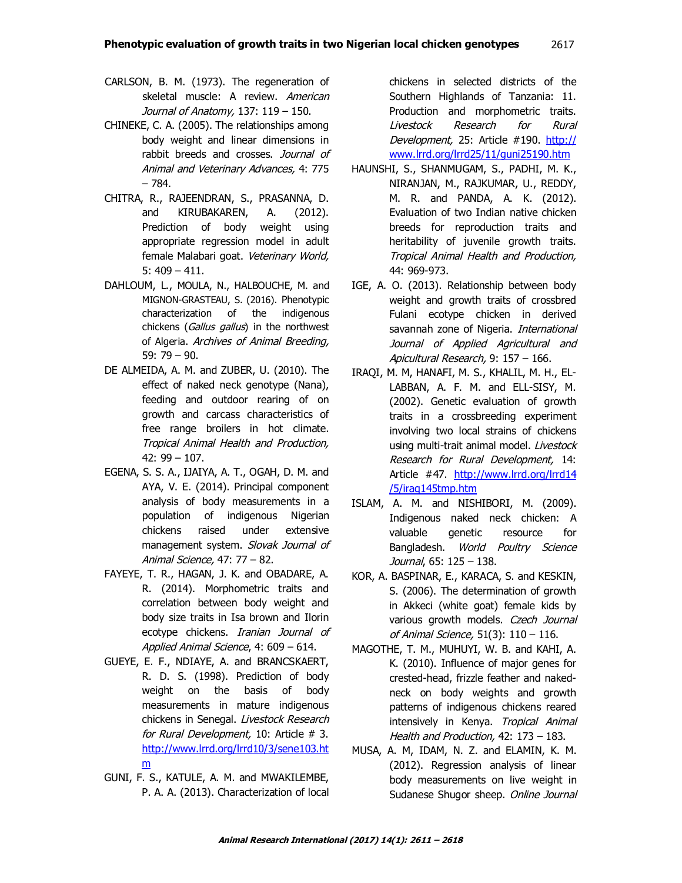CARLSON, B. M. (1973). The regeneration of skeletal muscle: A review. *American Journal of Anatomy,* 137: 119 – 150.

CHINEKE, C. A. (2005). The relationships among body weight and linear dimensions in rabbit breeds and crosses. *Journal of Animal and Veterinary Advances,* 4: 775 – 784.

CHITRA, R., RAJEENDRAN, S., PRASANNA, D. and KIRUBAKAREN, A. (2012). Prediction of body weight using appropriate regression model in adult female Malabari goat. *Veterinary World,* 5: 409 – 411.

DAHLOUM, L., MOULA, N., HALBOUCHE, M. and MIGNON-GRASTEAU, S. (2016). Phenotypic characterization of the indigenous chickens (*Gallus gallus*) in the northwest of Algeria. *Archives of Animal Breeding,* 59: 79 – 90.

DE ALMEIDA, A. M. and ZUBER, U. (2010). The effect of naked neck genotype (Nana), feeding and outdoor rearing of on growth and carcass characteristics of free range broilers in hot climate. *Tropical Animal Health and Production,* 42: 99 – 107.

EGENA, S. S. A., IJAIYA, A. T., OGAH, D. M. and AYA, V. E. (2014). Principal component analysis of body measurements in a population of indigenous Nigerian chickens raised under extensive management system. *Slovak Journal of Animal Science,* 47: 77 – 82.

FAYEYE, T. R., HAGAN, J. K. and OBADARE, A. R. (2014). Morphometric traits and correlation between body weight and body size traits in Isa brown and Ilorin ecotype chickens. *Iranian Journal of Applied Animal Science*, 4: 609 – 614.

GUEYE, E. F., NDIAYE, A. and BRANCSKAERT, R. D. S. (1998). Prediction of body weight on the basis of body measurements in mature indigenous chickens in Senegal. *Livestock Research for Rural Development,* 10: Article # 3. http://www.lrrd.org/lrrd10/3/sene103.htm

GUNI, F. S., KATULE, A. M. and MWAKILEMBE, P. A. A. (2013). Characterization of local chickens in selected districts of the Southern Highlands of Tanzania: 11. Production and morphometric traits. *Livestock Research for Rural Development,* 25: Article #190. http://www.lrrd.org/lrrd25/11/guni25190.htm

HAUNSHI, S., SHANMUGAM, S., PADHI, M. K., NIRANJAN, M., RAJKUMAR, U., REDDY, M. R. and PANDA, A. K. (2012). Evaluation of two Indian native chicken breeds for reproduction traits and heritability of juvenile growth traits. *Tropical Animal Health and Production,* 44: 969-973.

IGE, A. O. (2013). Relationship between body weight and growth traits of crossbred Fulani ecotype chicken in derived savannah zone of Nigeria. *International Journal of Applied Agricultural and Apicultural Research,* 9: 157 – 166.

IRAQI, M. M, HANAFI, M. S., KHALIL, M. H., EL-LABBAN, A. F. M. and ELL-SISY, M. (2002). Genetic evaluation of growth traits in a crossbreeding experiment involving two local strains of chickens using multi-trait animal model. *Livestock Research for Rural Development,* 14: Article #47. http://www.lrrd.org/lrrd14/5/iraq145tmp.htm

ISLAM, A. M. and NISHIBORI, M. (2009). Indigenous naked neck chicken: A valuable genetic resource for Bangladesh. *World Poultry Science Journal*, 65: 125 – 138.

KOR, A. BASPINAR, E., KARACA, S. and KESKIN, S. (2006). The determination of growth in Akkeci (white goat) female kids by various growth models. *Czech Journal of Animal Science,* 51(3): 110 – 116.

MAGOTHE, T. M., MUHUYI, W. B. and KAHI, A. K. (2010). Influence of major genes for crested-head, frizzle feather and naked-neck on body weights and growth patterns of indigenous chickens reared intensively in Kenya. *Tropical Animal Health and Production,* 42: 173 – 183.

MUSA, A. M, IDAM, N. Z. and ELAMIN, K. M. (2012). Regression analysis of linear body measurements on live weight in Sudanese Shugor sheep. *Online Journal*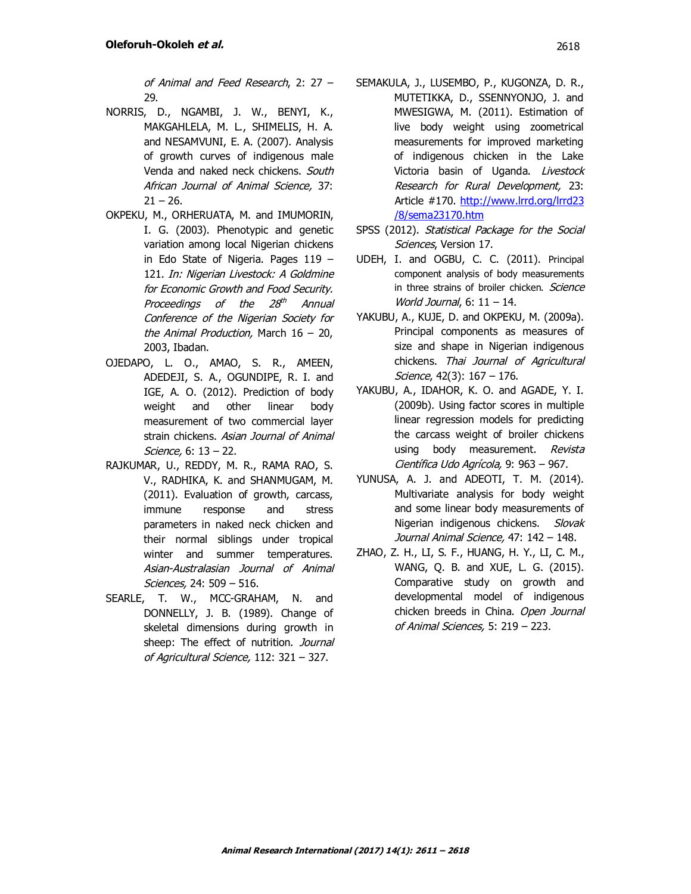*of Animal and Feed Research*, 2: 27 – 29.

NORRIS, D., NGAMBI, J. W., BENYI, K., MAKGAHLELA, M. L., SHIMELIS, H. A. and NESAMVUNI, E. A. (2007). Analysis of growth curves of indigenous male Venda and naked neck chickens. *South African Journal of Animal Science,* 37: 21 – 26.

OKPEKU, M., ORHERUATA, M. and IMUMORIN, I. G. (2003). Phenotypic and genetic variation among local Nigerian chickens in Edo State of Nigeria. Pages 119 – 121. *In: Nigerian Livestock: A Goldmine for Economic Growth and Food Security. Proceedings of the 28th Annual Conference of the Nigerian Society for the Animal Production,* March 16 – 20, 2003, Ibadan.

OJEDAPO, L. O., AMAO, S. R., AMEEN, ADEDEJI, S. A., OGUNDIPE, R. I. and IGE, A. O. (2012). Prediction of body weight and other linear body measurement of two commercial layer strain chickens. *Asian Journal of Animal Science,* 6: 13 – 22.

RAJKUMAR, U., REDDY, M. R., RAMA RAO, S. V., RADHIKA, K. and SHANMUGAM, M. (2011). Evaluation of growth, carcass, immune response and stress parameters in naked neck chicken and their normal siblings under tropical winter and summer temperatures. *Asian-Australasian Journal of Animal Sciences,* 24: 509 – 516.

SEARLE, T. W., MCC-GRAHAM, N. and DONNELLY, J. B. (1989). Change of skeletal dimensions during growth in sheep: The effect of nutrition. *Journal of Agricultural Science,* 112: 321 – 327.

SEMAKULA, J., LUSEMBO, P., KUGONZA, D. R., MUTETIKKA, D., SSENNYONJO, J. and MWESIGWA, M. (2011). Estimation of live body weight using zoometrical measurements for improved marketing of indigenous chicken in the Lake Victoria basin of Uganda. *Livestock Research for Rural Development,* 23: Article #170. http://www.lrrd.org/lrrd23/8/sema23170.htm

SPSS (2012). *Statistical Package for the Social Sciences*, Version 17.

UDEH, I. and OGBU, C. C. (2011). Principal component analysis of body measurements in three strains of broiler chicken. *Science World Journal*, 6: 11 – 14.

YAKUBU, A., KUJE, D. and OKPEKU, M. (2009a). Principal components as measures of size and shape in Nigerian indigenous chickens. *Thai Journal of Agricultural Science*, 42(3): 167 – 176.

YAKUBU, A., IDAHOR, K. O. and AGADE, Y. I. (2009b). Using factor scores in multiple linear regression models for predicting the carcass weight of broiler chickens using body measurement. *Revista Científica Udo Agrícola,* 9: 963 – 967.

YUNUSA, A. J. and ADEOTI, T. M. (2014). Multivariate analysis for body weight and some linear body measurements of Nigerian indigenous chickens. *Slovak Journal Animal Science,* 47: 142 – 148.

ZHAO, Z. H., LI, S. F., HUANG, H. Y., LI, C. M., WANG, Q. B. and XUE, L. G. (2015). Comparative study on growth and developmental model of indigenous chicken breeds in China. *Open Journal of Animal Sciences,* 5: 219 – 223.